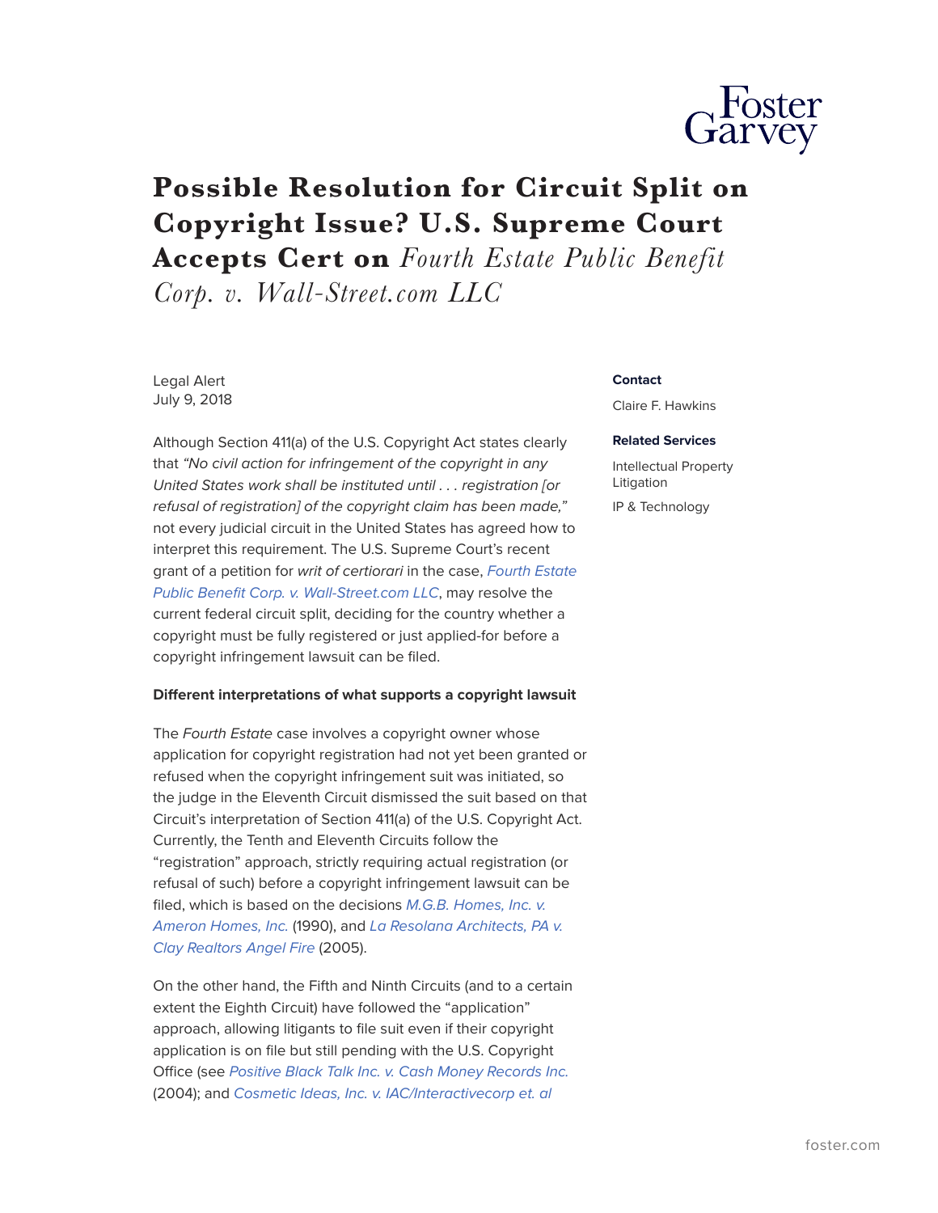# Possible Resolution for Circuit Split on Copyright Issue? U.S. Supreme Court Accepts Cert on *Fourth Estate Public Benefit Corp. v. Wall-Street.com LLC*

Legal Alert
July 9, 2018

**Contact**

Claire F. Hawkins

**Related Services**

Intellectual Property Litigation

IP & Technology

Although Section 411(a) of the U.S. Copyright Act states clearly that *"No civil action for infringement of the copyright in any United States work shall be instituted until . . . registration [or refusal of registration] of the copyright claim has been made,"* not every judicial circuit in the United States has agreed how to interpret this requirement. The U.S. Supreme Court's recent grant of a petition for *writ of certiorari* in the case, *Fourth Estate Public Benefit Corp. v. Wall-Street.com LLC*, may resolve the current federal circuit split, deciding for the country whether a copyright must be fully registered or just applied-for before a copyright infringement lawsuit can be filed.

**Different interpretations of what supports a copyright lawsuit**

The *Fourth Estate* case involves a copyright owner whose application for copyright registration had not yet been granted or refused when the copyright infringement suit was initiated, so the judge in the Eleventh Circuit dismissed the suit based on that Circuit's interpretation of Section 411(a) of the U.S. Copyright Act. Currently, the Tenth and Eleventh Circuits follow the "registration" approach, strictly requiring actual registration (or refusal of such) before a copyright infringement lawsuit can be filed, which is based on the decisions *M.G.B. Homes, Inc. v. Ameron Homes, Inc.* (1990), and *La Resolana Architects, PA v. Clay Realtors Angel Fire* (2005).

On the other hand, the Fifth and Ninth Circuits (and to a certain extent the Eighth Circuit) have followed the "application" approach, allowing litigants to file suit even if their copyright application is on file but still pending with the U.S. Copyright Office (see *Positive Black Talk Inc. v. Cash Money Records Inc.* (2004); and *Cosmetic Ideas, Inc. v. IAC/Interactivecorp et. al*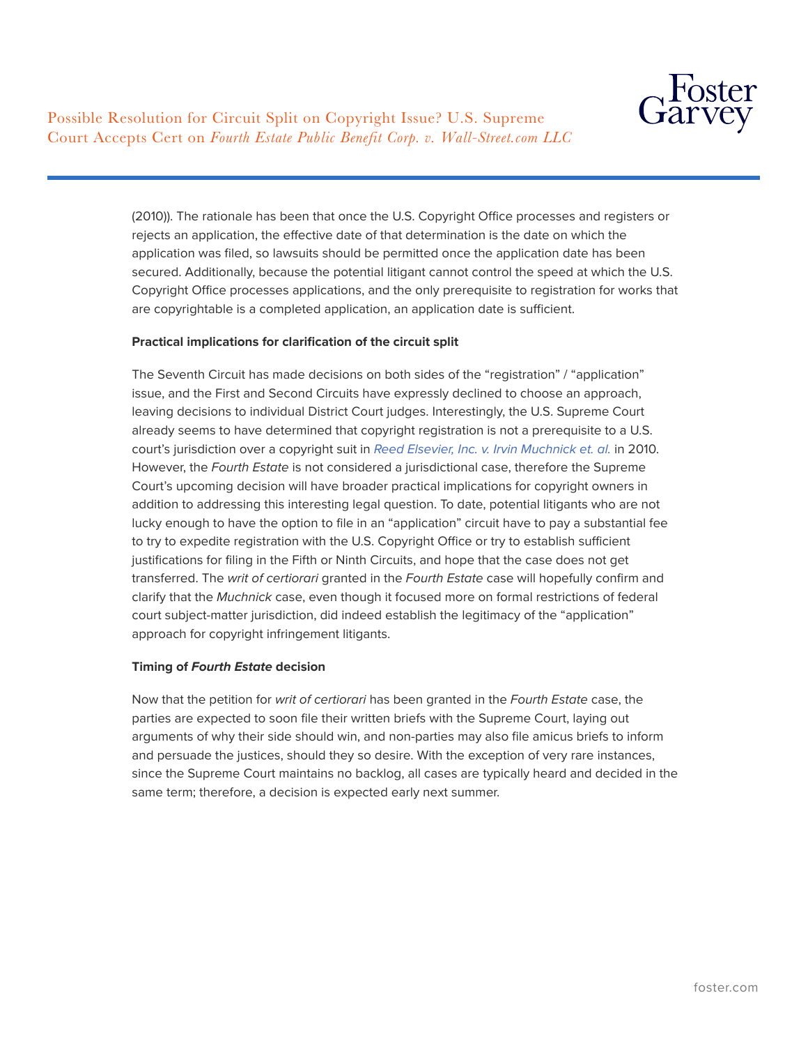(2010)). The rationale has been that once the U.S. Copyright Office processes and registers or rejects an application, the effective date of that determination is the date on which the application was filed, so lawsuits should be permitted once the application date has been secured. Additionally, because the potential litigant cannot control the speed at which the U.S. Copyright Office processes applications, and the only prerequisite to registration for works that are copyrightable is a completed application, an application date is sufficient.

**Practical implications for clarification of the circuit split**

The Seventh Circuit has made decisions on both sides of the "registration" / "application" issue, and the First and Second Circuits have expressly declined to choose an approach, leaving decisions to individual District Court judges. Interestingly, the U.S. Supreme Court already seems to have determined that copyright registration is not a prerequisite to a U.S. court's jurisdiction over a copyright suit in *Reed Elsevier, Inc. v. Irvin Muchnick et. al.* in 2010. However, the *Fourth Estate* is not considered a jurisdictional case, therefore the Supreme Court's upcoming decision will have broader practical implications for copyright owners in addition to addressing this interesting legal question. To date, potential litigants who are not lucky enough to have the option to file in an "application" circuit have to pay a substantial fee to try to expedite registration with the U.S. Copyright Office or try to establish sufficient justifications for filing in the Fifth or Ninth Circuits, and hope that the case does not get transferred. The *writ of certiorari* granted in the *Fourth Estate* case will hopefully confirm and clarify that the *Muchnick* case, even though it focused more on formal restrictions of federal court subject-matter jurisdiction, did indeed establish the legitimacy of the "application" approach for copyright infringement litigants.

**Timing of *Fourth Estate* decision**

Now that the petition for *writ of certiorari* has been granted in the *Fourth Estate* case, the parties are expected to soon file their written briefs with the Supreme Court, laying out arguments of why their side should win, and non-parties may also file amicus briefs to inform and persuade the justices, should they so desire. With the exception of very rare instances, since the Supreme Court maintains no backlog, all cases are typically heard and decided in the same term; therefore, a decision is expected early next summer.